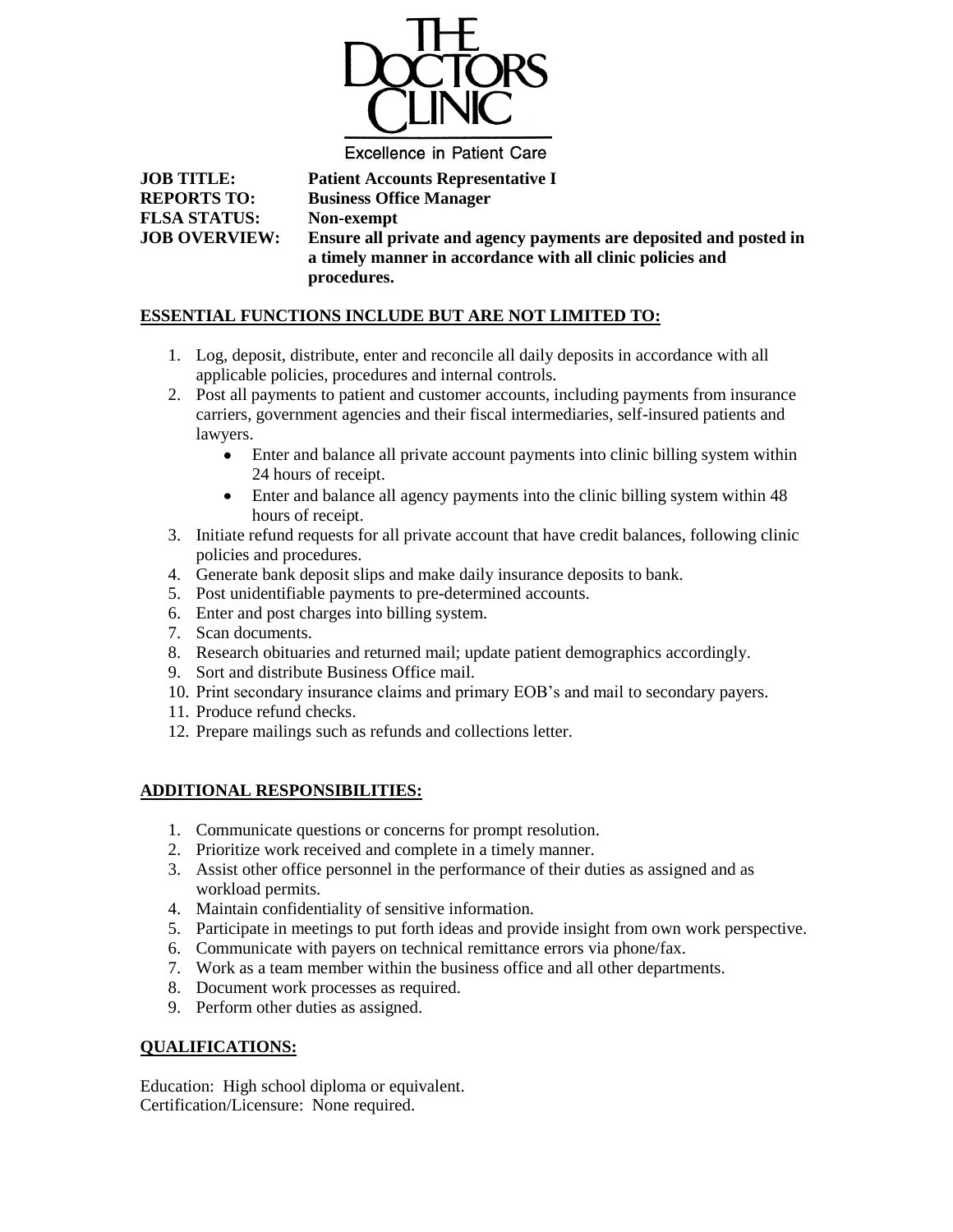# THE DOCTORS CLINIC

Excellence in Patient Care

**JOB TITLE:** **Patient Accounts Representative I**
**REPORTS TO:** **Business Office Manager**
**FLSA STATUS:** **Non-exempt**
**JOB OVERVIEW:** **Ensure all private and agency payments are deposited and posted in a timely manner in accordance with all clinic policies and procedures.**

## ESSENTIAL FUNCTIONS INCLUDE BUT ARE NOT LIMITED TO:

1. Log, deposit, distribute, enter and reconcile all daily deposits in accordance with all applicable policies, procedures and internal controls.
2. Post all payments to patient and customer accounts, including payments from insurance carriers, government agencies and their fiscal intermediaries, self-insured patients and lawyers.
   - Enter and balance all private account payments into clinic billing system within 24 hours of receipt.
   - Enter and balance all agency payments into the clinic billing system within 48 hours of receipt.
3. Initiate refund requests for all private account that have credit balances, following clinic policies and procedures.
4. Generate bank deposit slips and make daily insurance deposits to bank.
5. Post unidentifiable payments to pre-determined accounts.
6. Enter and post charges into billing system.
7. Scan documents.
8. Research obituaries and returned mail; update patient demographics accordingly.
9. Sort and distribute Business Office mail.
10. Print secondary insurance claims and primary EOB's and mail to secondary payers.
11. Produce refund checks.
12. Prepare mailings such as refunds and collections letter.

## ADDITIONAL RESPONSIBILITIES:

1. Communicate questions or concerns for prompt resolution.
2. Prioritize work received and complete in a timely manner.
3. Assist other office personnel in the performance of their duties as assigned and as workload permits.
4. Maintain confidentiality of sensitive information.
5. Participate in meetings to put forth ideas and provide insight from own work perspective.
6. Communicate with payers on technical remittance errors via phone/fax.
7. Work as a team member within the business office and all other departments.
8. Document work processes as required.
9. Perform other duties as assigned.

## QUALIFICATIONS:

Education: High school diploma or equivalent.
Certification/Licensure: None required.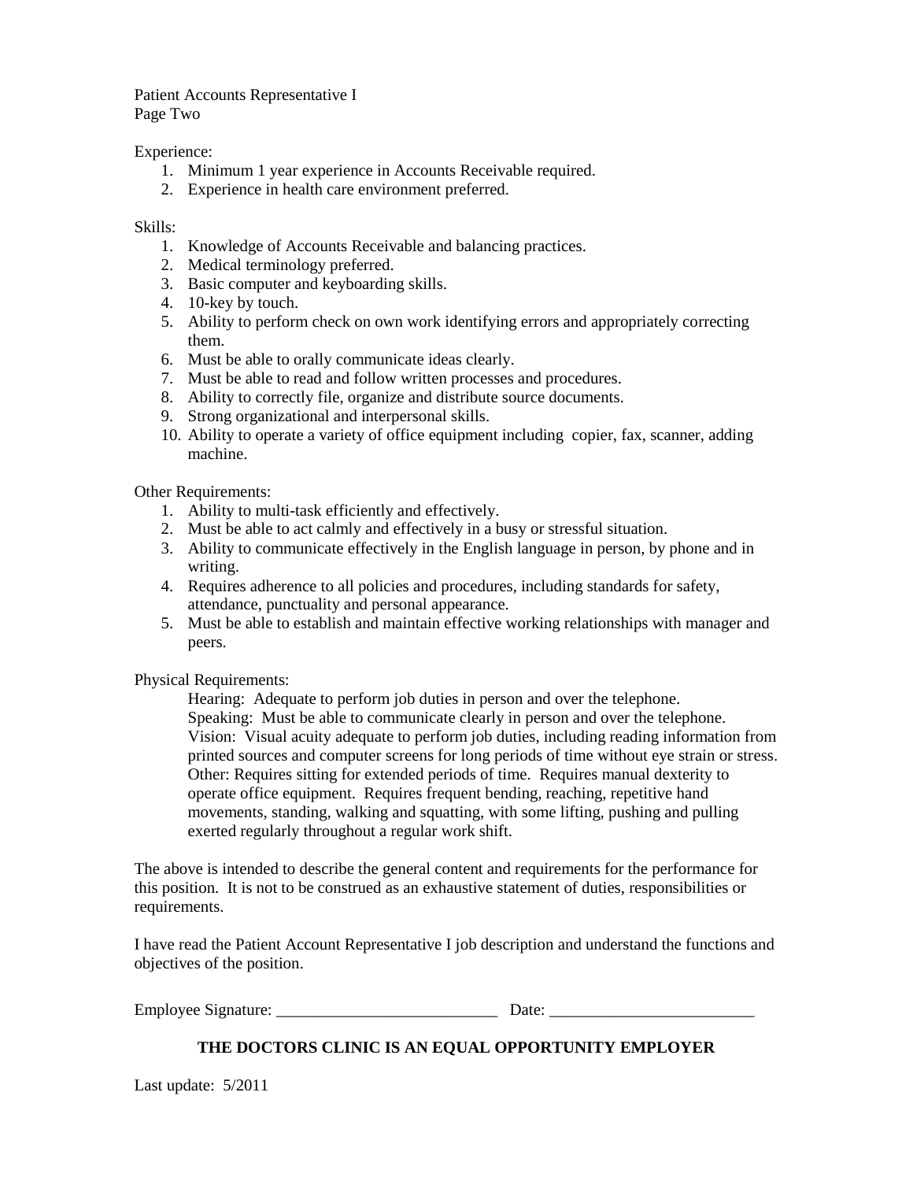Patient Accounts Representative I
Page Two

Experience:

1. Minimum 1 year experience in Accounts Receivable required.
2. Experience in health care environment preferred.

Skills:

1. Knowledge of Accounts Receivable and balancing practices.
2. Medical terminology preferred.
3. Basic computer and keyboarding skills.
4. 10-key by touch.
5. Ability to perform check on own work identifying errors and appropriately correcting them.
6. Must be able to orally communicate ideas clearly.
7. Must be able to read and follow written processes and procedures.
8. Ability to correctly file, organize and distribute source documents.
9. Strong organizational and interpersonal skills.
10. Ability to operate a variety of office equipment including copier, fax, scanner, adding machine.

Other Requirements:

1. Ability to multi-task efficiently and effectively.
2. Must be able to act calmly and effectively in a busy or stressful situation.
3. Ability to communicate effectively in the English language in person, by phone and in writing.
4. Requires adherence to all policies and procedures, including standards for safety, attendance, punctuality and personal appearance.
5. Must be able to establish and maintain effective working relationships with manager and peers.

Physical Requirements:

Hearing: Adequate to perform job duties in person and over the telephone.
Speaking: Must be able to communicate clearly in person and over the telephone.
Vision: Visual acuity adequate to perform job duties, including reading information from printed sources and computer screens for long periods of time without eye strain or stress.
Other: Requires sitting for extended periods of time. Requires manual dexterity to operate office equipment. Requires frequent bending, reaching, repetitive hand movements, standing, walking and squatting, with some lifting, pushing and pulling exerted regularly throughout a regular work shift.

The above is intended to describe the general content and requirements for the performance for this position. It is not to be construed as an exhaustive statement of duties, responsibilities or requirements.

I have read the Patient Account Representative I job description and understand the functions and objectives of the position.

Employee Signature: ___________________________ Date: _________________________

**THE DOCTORS CLINIC IS AN EQUAL OPPORTUNITY EMPLOYER**

Last update: 5/2011